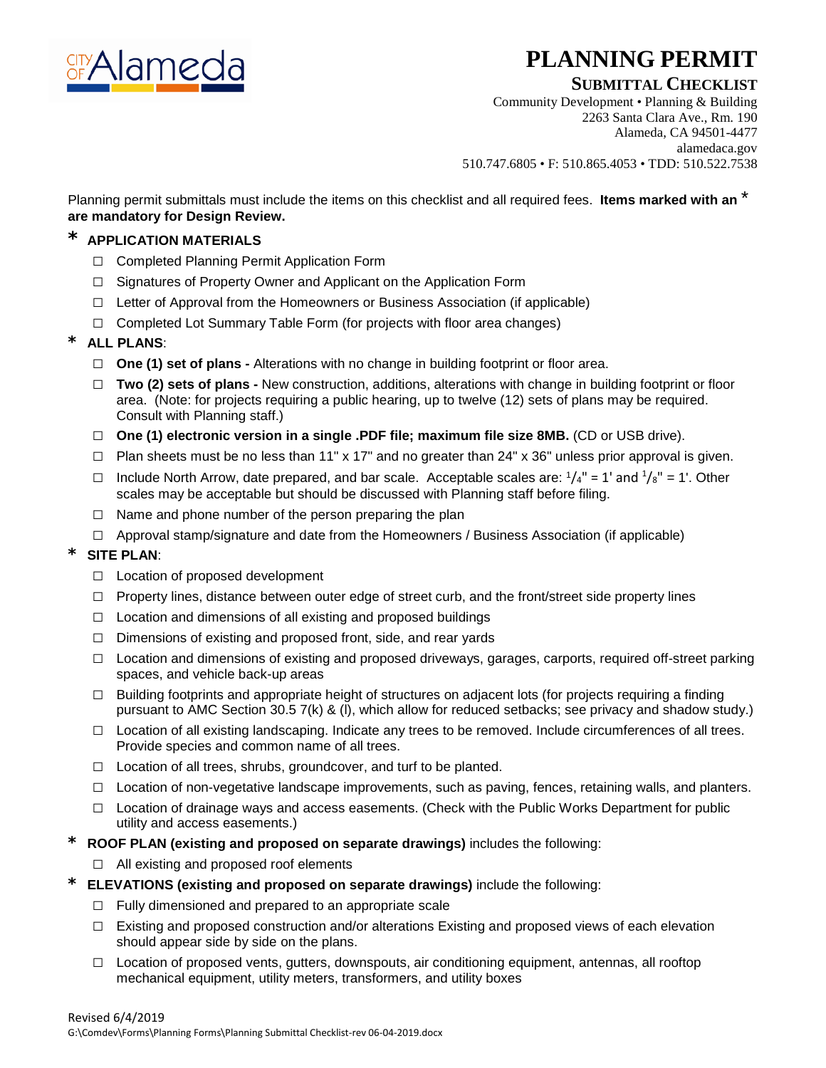# PLANNING PERMIT

## SUBMITTAL CHECKLIST

Community Development • Planning & Building
2263 Santa Clara Ave., Rm. 190
Alameda, CA 94501-4477
alamedaca.gov
510.747.6805 • F: 510.865.4053 • TDD: 510.522.7538

Planning permit submittals must include the items on this checklist and all required fees. **Items marked with an * are mandatory for Design Review.**

### * APPLICATION MATERIALS

- ☐ Completed Planning Permit Application Form
- ☐ Signatures of Property Owner and Applicant on the Application Form
- ☐ Letter of Approval from the Homeowners or Business Association (if applicable)
- ☐ Completed Lot Summary Table Form (for projects with floor area changes)

### * ALL PLANS:

- ☐ **One (1) set of plans -** Alterations with no change in building footprint or floor area.
- ☐ **Two (2) sets of plans -** New construction, additions, alterations with change in building footprint or floor area. (Note: for projects requiring a public hearing, up to twelve (12) sets of plans may be required. Consult with Planning staff.)
- ☐ **One (1) electronic version in a single .PDF file; maximum file size 8MB.** (CD or USB drive).
- ☐ Plan sheets must be no less than 11" x 17" and no greater than 24" x 36" unless prior approval is given.
- ☐ Include North Arrow, date prepared, and bar scale. Acceptable scales are: 1/4" = 1' and 1/8" = 1'. Other scales may be acceptable but should be discussed with Planning staff before filing.
- ☐ Name and phone number of the person preparing the plan
- ☐ Approval stamp/signature and date from the Homeowners / Business Association (if applicable)

### * SITE PLAN:

- ☐ Location of proposed development
- ☐ Property lines, distance between outer edge of street curb, and the front/street side property lines
- ☐ Location and dimensions of all existing and proposed buildings
- ☐ Dimensions of existing and proposed front, side, and rear yards
- ☐ Location and dimensions of existing and proposed driveways, garages, carports, required off-street parking spaces, and vehicle back-up areas
- ☐ Building footprints and appropriate height of structures on adjacent lots (for projects requiring a finding pursuant to AMC Section 30.5 7(k) & (l), which allow for reduced setbacks; see privacy and shadow study.)
- ☐ Location of all existing landscaping. Indicate any trees to be removed. Include circumferences of all trees. Provide species and common name of all trees.
- ☐ Location of all trees, shrubs, groundcover, and turf to be planted.
- ☐ Location of non-vegetative landscape improvements, such as paving, fences, retaining walls, and planters.
- ☐ Location of drainage ways and access easements. (Check with the Public Works Department for public utility and access easements.)

### * ROOF PLAN (existing and proposed on separate drawings) includes the following:

- ☐ All existing and proposed roof elements

### * ELEVATIONS (existing and proposed on separate drawings) include the following:

- ☐ Fully dimensioned and prepared to an appropriate scale
- ☐ Existing and proposed construction and/or alterations Existing and proposed views of each elevation should appear side by side on the plans.
- ☐ Location of proposed vents, gutters, downspouts, air conditioning equipment, antennas, all rooftop mechanical equipment, utility meters, transformers, and utility boxes

Revised 6/4/2019
G:\Comdev\Forms\Planning Forms\Planning Submittal Checklist-rev 06-04-2019.docx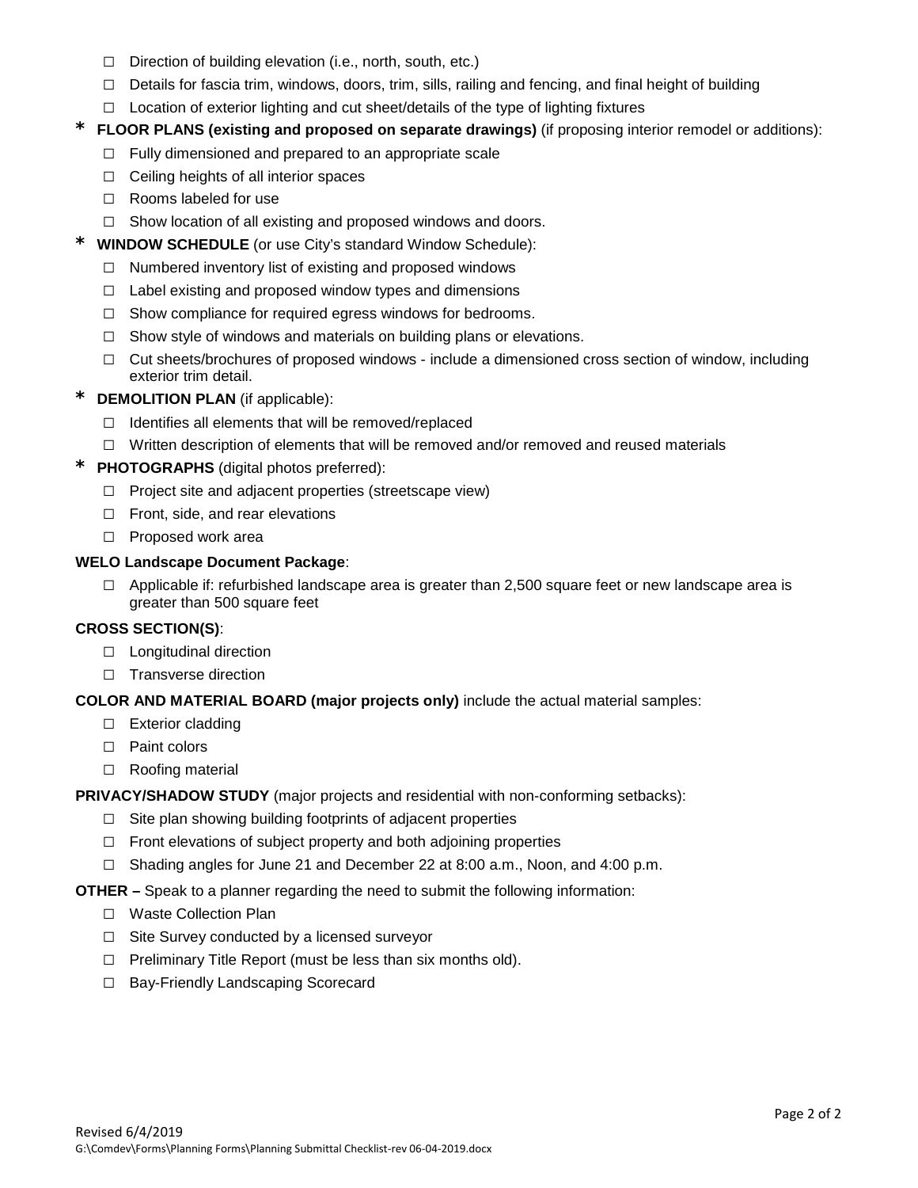- ☐ Direction of building elevation (i.e., north, south, etc.)
- ☐ Details for fascia trim, windows, doors, trim, sills, railing and fencing, and final height of building
- ☐ Location of exterior lighting and cut sheet/details of the type of lighting fixtures

\* **FLOOR PLANS (existing and proposed on separate drawings)** (if proposing interior remodel or additions):

- ☐ Fully dimensioned and prepared to an appropriate scale
- ☐ Ceiling heights of all interior spaces
- ☐ Rooms labeled for use
- ☐ Show location of all existing and proposed windows and doors.

\* **WINDOW SCHEDULE** (or use City's standard Window Schedule):

- ☐ Numbered inventory list of existing and proposed windows
- ☐ Label existing and proposed window types and dimensions
- ☐ Show compliance for required egress windows for bedrooms.
- ☐ Show style of windows and materials on building plans or elevations.
- ☐ Cut sheets/brochures of proposed windows - include a dimensioned cross section of window, including exterior trim detail.

\* **DEMOLITION PLAN** (if applicable):

- ☐ Identifies all elements that will be removed/replaced
- ☐ Written description of elements that will be removed and/or removed and reused materials

\* **PHOTOGRAPHS** (digital photos preferred):

- ☐ Project site and adjacent properties (streetscape view)
- ☐ Front, side, and rear elevations
- ☐ Proposed work area

**WELO Landscape Document Package**:

- ☐ Applicable if: refurbished landscape area is greater than 2,500 square feet or new landscape area is greater than 500 square feet

**CROSS SECTION(S)**:

- ☐ Longitudinal direction
- ☐ Transverse direction

**COLOR AND MATERIAL BOARD (major projects only)** include the actual material samples:

- ☐ Exterior cladding
- ☐ Paint colors
- ☐ Roofing material

**PRIVACY/SHADOW STUDY** (major projects and residential with non-conforming setbacks):

- ☐ Site plan showing building footprints of adjacent properties
- ☐ Front elevations of subject property and both adjoining properties
- ☐ Shading angles for June 21 and December 22 at 8:00 a.m., Noon, and 4:00 p.m.

**OTHER –** Speak to a planner regarding the need to submit the following information:

- ☐ Waste Collection Plan
- ☐ Site Survey conducted by a licensed surveyor
- ☐ Preliminary Title Report (must be less than six months old).
- ☐ Bay-Friendly Landscaping Scorecard

Revised 6/4/2019
G:\Comdev\Forms\Planning Forms\Planning Submittal Checklist-rev 06-04-2019.docx